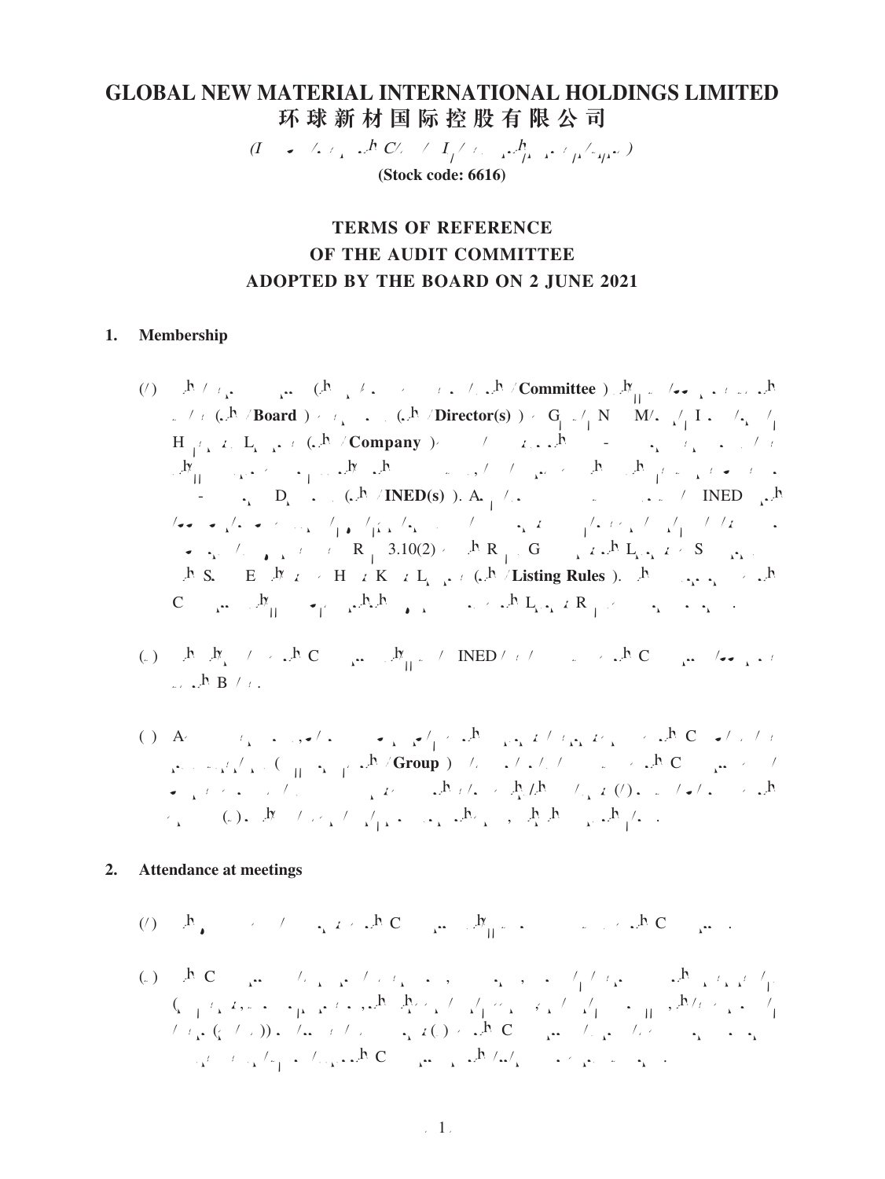# GLOBAL NEW MATERIAL INTERNATIONAL HOLDINGS LIMITED
# 环球新材国际控股有限公司

*(Incorporated in the Cayman Islands with limited liability)*

**(Stock code: 6616)**

## TERMS OF REFERENCE OF THE AUDIT COMMITTEE ADOPTED BY THE BOARD ON 2 JUNE 2021

### 1. Membership

(a) The audit committee (the "**Committee**") shall be appointed by the board of directors (the "**Board**") of directors (the "**Director(s)**") of Global New Material International Holdings Limited (the "**Company**") from among the non-executive Directors and shall consist of not less than three members, a majority of whom shall be independent non-executive Directors (the "**INED(s)**"). At least one of the members shall be an INED with appropriate professional qualifications or accounting or related financial management expertise as required under Rule 3.10(2) of the Rules Governing the Listing of Securities on The Stock Exchange of Hong Kong Limited (the "**Listing Rules**"). The composition of the Committee shall comply with the requirements of the Listing Rules from time to time.

(b) The chairman of the Committee shall be an INED and shall be appointed by the Board.

(c) A former partner of the existing auditing firm of the Company and its subsidiaries (collectively the "**Group**") shall be prohibited from acting as a member of the Committee for a period of two years from the date of the person ceasing (i) to be a partner of the firm; or (ii) to have any financial interest in the firm, whichever is the later.

### 2. Attendance at meetings

(a) The quorum of a meeting of the Committee shall be two members of the Committee.

(b) The Committee may invite any Director, senior management, and any other person (including, but not limited to, the head of finance, the head of internal audit and representatives of the external auditors) to attend its meetings. Members of the Committee shall be entitled to attend meetings of the Committee.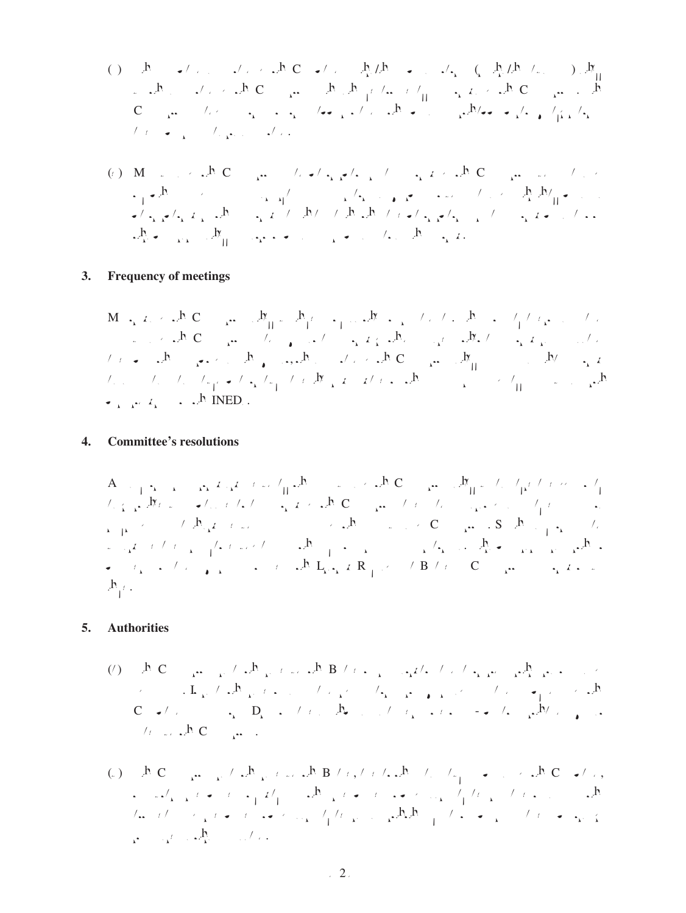## 3. Frequency of meetings

## 4. Committee's resolutions

## 5. Authorities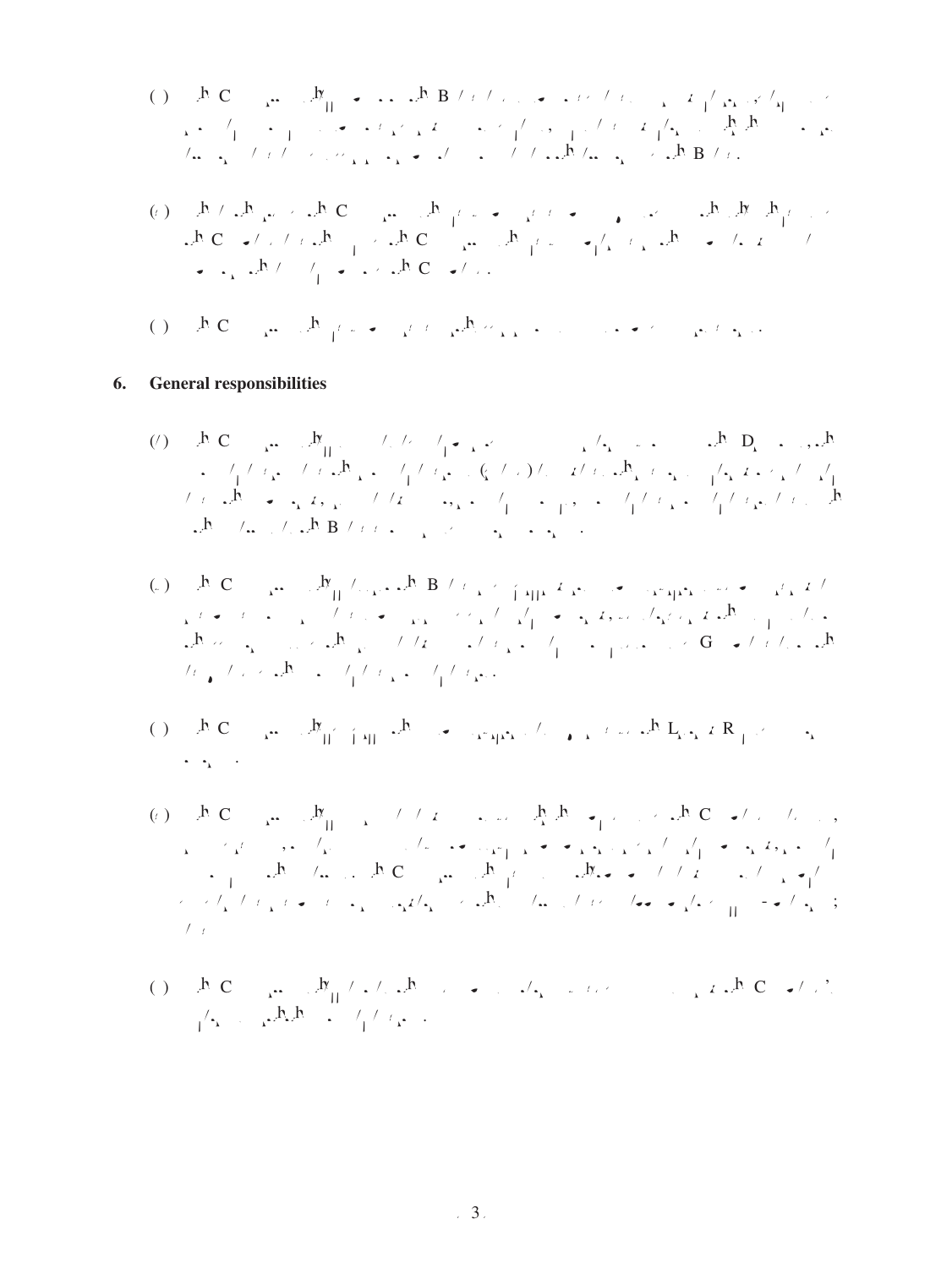## 6. General responsibilities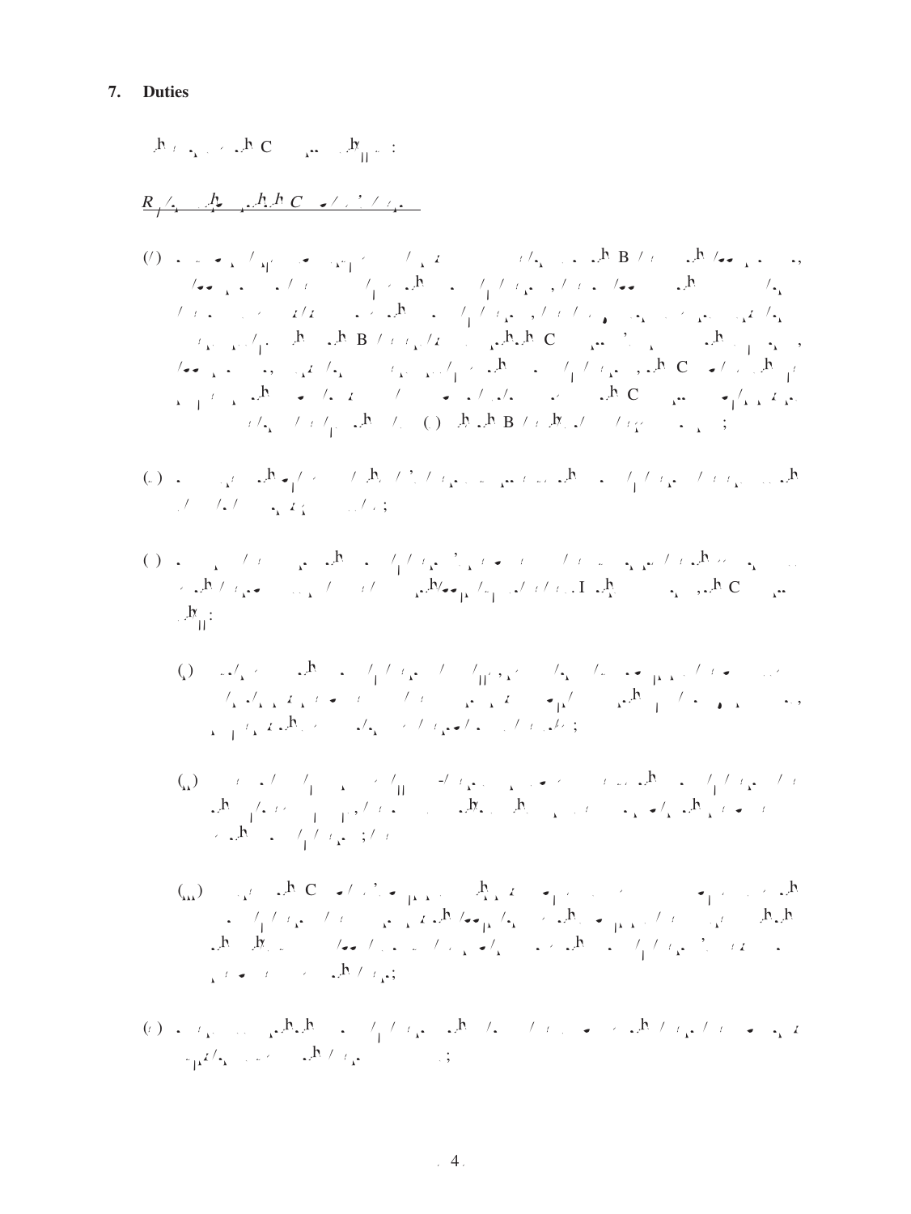## 7. Duties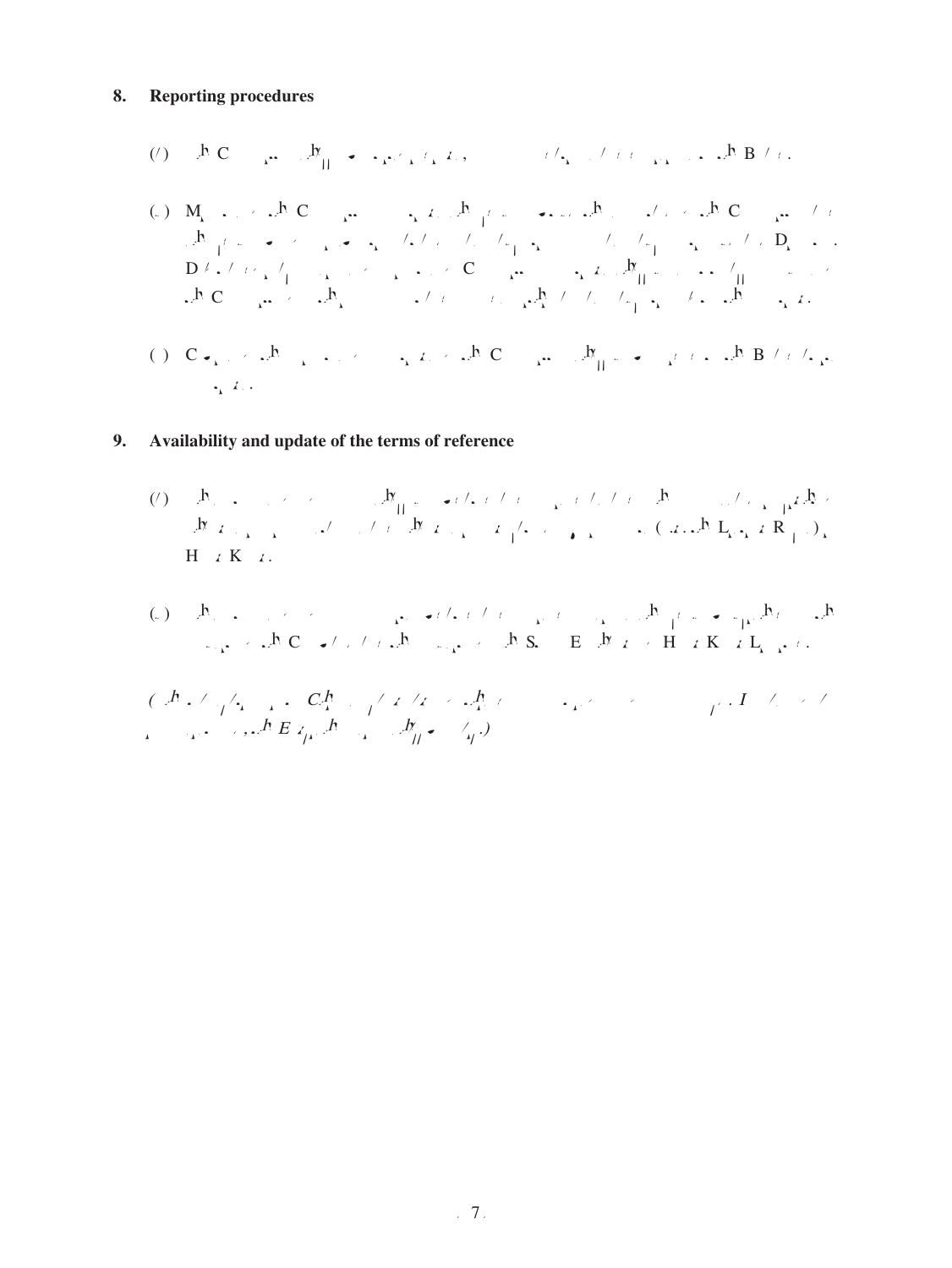## 8. Reporting procedures

## 9. Availability and update of the terms of reference